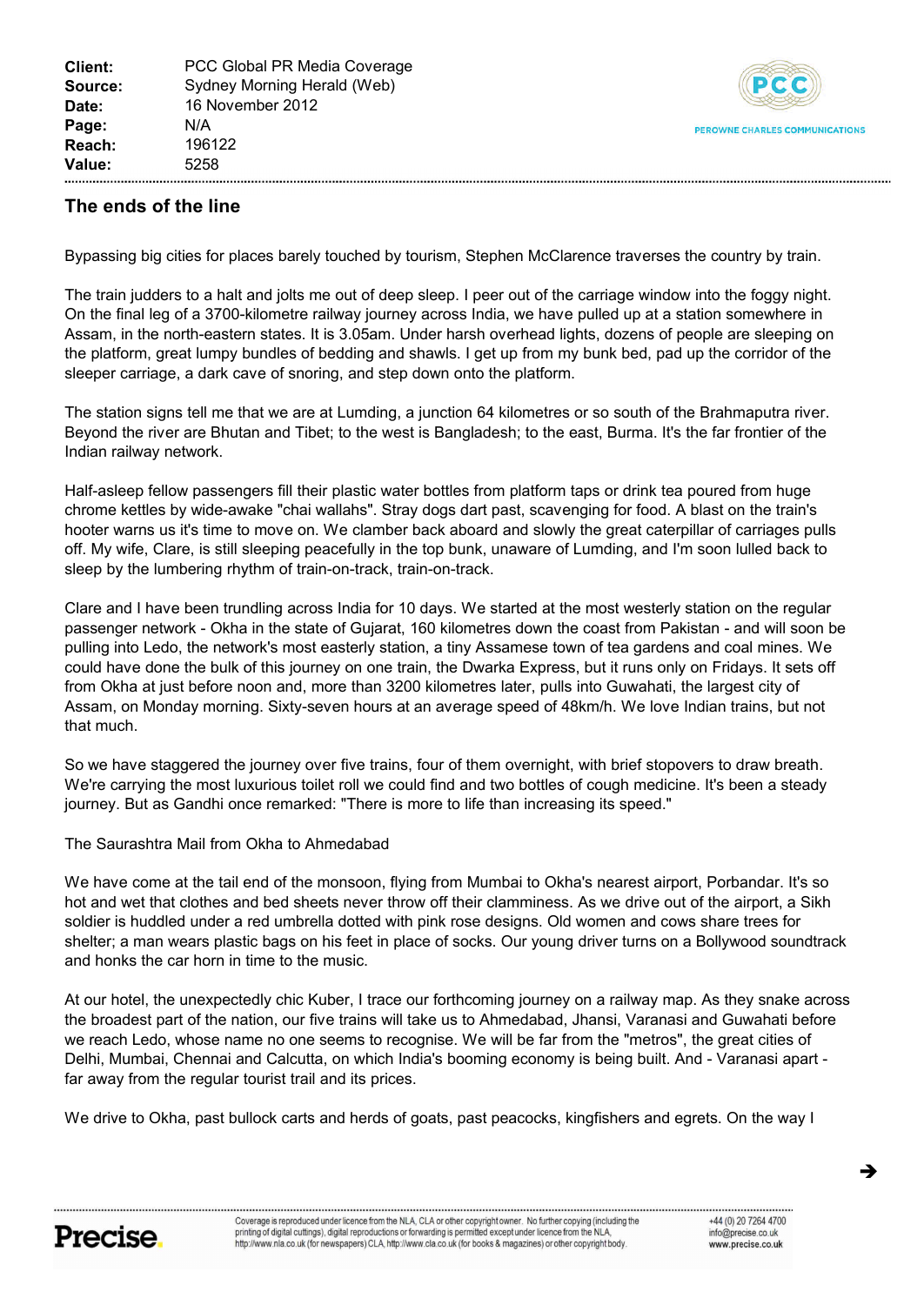| | |
|---|---|
| **Client:** | PCC Global PR Media Coverage |
| **Source:** | Sydney Morning Herald (Web) |
| **Date:** | 16 November 2012 |
| **Page:** | N/A |
| **Reach:** | 196122 |
| **Value:** | 5258 |

## The ends of the line

Bypassing big cities for places barely touched by tourism, Stephen McClarence traverses the country by train.

The train judders to a halt and jolts me out of deep sleep. I peer out of the carriage window into the foggy night. On the final leg of a 3700-kilometre railway journey across India, we have pulled up at a station somewhere in Assam, in the north-eastern states. It is 3.05am. Under harsh overhead lights, dozens of people are sleeping on the platform, great lumpy bundles of bedding and shawls. I get up from my bunk bed, pad up the corridor of the sleeper carriage, a dark cave of snoring, and step down onto the platform.

The station signs tell me that we are at Lumding, a junction 64 kilometres or so south of the Brahmaputra river. Beyond the river are Bhutan and Tibet; to the west is Bangladesh; to the east, Burma. It's the far frontier of the Indian railway network.

Half-asleep fellow passengers fill their plastic water bottles from platform taps or drink tea poured from huge chrome kettles by wide-awake "chai wallahs". Stray dogs dart past, scavenging for food. A blast on the train's hooter warns us it's time to move on. We clamber back aboard and slowly the great caterpillar of carriages pulls off. My wife, Clare, is still sleeping peacefully in the top bunk, unaware of Lumding, and I'm soon lulled back to sleep by the lumbering rhythm of train-on-track, train-on-track.

Clare and I have been trundling across India for 10 days. We started at the most westerly station on the regular passenger network - Okha in the state of Gujarat, 160 kilometres down the coast from Pakistan - and will soon be pulling into Ledo, the network's most easterly station, a tiny Assamese town of tea gardens and coal mines. We could have done the bulk of this journey on one train, the Dwarka Express, but it runs only on Fridays. It sets off from Okha at just before noon and, more than 3200 kilometres later, pulls into Guwahati, the largest city of Assam, on Monday morning. Sixty-seven hours at an average speed of 48km/h. We love Indian trains, but not that much.

So we have staggered the journey over five trains, four of them overnight, with brief stopovers to draw breath. We're carrying the most luxurious toilet roll we could find and two bottles of cough medicine. It's been a steady journey. But as Gandhi once remarked: "There is more to life than increasing its speed."

The Saurashtra Mail from Okha to Ahmedabad

We have come at the tail end of the monsoon, flying from Mumbai to Okha's nearest airport, Porbandar. It's so hot and wet that clothes and bed sheets never throw off their clamminess. As we drive out of the airport, a Sikh soldier is huddled under a red umbrella dotted with pink rose designs. Old women and cows share trees for shelter; a man wears plastic bags on his feet in place of socks. Our young driver turns on a Bollywood soundtrack and honks the car horn in time to the music.

At our hotel, the unexpectedly chic Kuber, I trace our forthcoming journey on a railway map. As they snake across the broadest part of the nation, our five trains will take us to Ahmedabad, Jhansi, Varanasi and Guwahati before we reach Ledo, whose name no one seems to recognise. We will be far from the "metros", the great cities of Delhi, Mumbai, Chennai and Calcutta, on which India's booming economy is being built. And - Varanasi apart - far away from the regular tourist trail and its prices.

We drive to Okha, past bullock carts and herds of goats, past peacocks, kingfishers and egrets. On the way I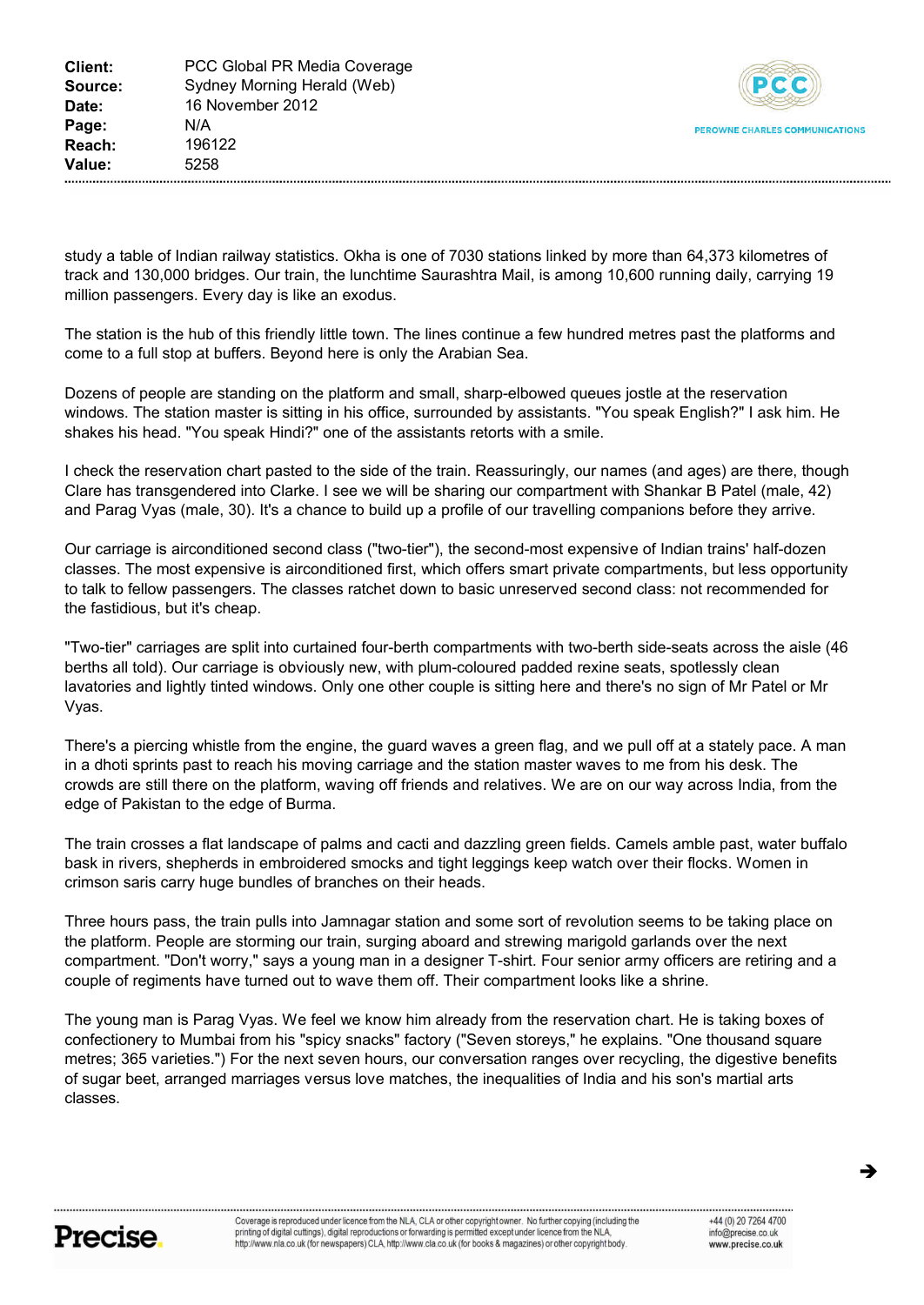study a table of Indian railway statistics. Okha is one of 7030 stations linked by more than 64,373 kilometres of track and 130,000 bridges. Our train, the lunchtime Saurashtra Mail, is among 10,600 running daily, carrying 19 million passengers. Every day is like an exodus.

The station is the hub of this friendly little town. The lines continue a few hundred metres past the platforms and come to a full stop at buffers. Beyond here is only the Arabian Sea.

Dozens of people are standing on the platform and small, sharp-elbowed queues jostle at the reservation windows. The station master is sitting in his office, surrounded by assistants. "You speak English?" I ask him. He shakes his head. "You speak Hindi?" one of the assistants retorts with a smile.

I check the reservation chart pasted to the side of the train. Reassuringly, our names (and ages) are there, though Clare has transgendered into Clarke. I see we will be sharing our compartment with Shankar B Patel (male, 42) and Parag Vyas (male, 30). It's a chance to build up a profile of our travelling companions before they arrive.

Our carriage is airconditioned second class ("two-tier"), the second-most expensive of Indian trains' half-dozen classes. The most expensive is airconditioned first, which offers smart private compartments, but less opportunity to talk to fellow passengers. The classes ratchet down to basic unreserved second class: not recommended for the fastidious, but it's cheap.

"Two-tier" carriages are split into curtained four-berth compartments with two-berth side-seats across the aisle (46 berths all told). Our carriage is obviously new, with plum-coloured padded rexine seats, spotlessly clean lavatories and lightly tinted windows. Only one other couple is sitting here and there's no sign of Mr Patel or Mr Vyas.

There's a piercing whistle from the engine, the guard waves a green flag, and we pull off at a stately pace. A man in a dhoti sprints past to reach his moving carriage and the station master waves to me from his desk. The crowds are still there on the platform, waving off friends and relatives. We are on our way across India, from the edge of Pakistan to the edge of Burma.

The train crosses a flat landscape of palms and cacti and dazzling green fields. Camels amble past, water buffalo bask in rivers, shepherds in embroidered smocks and tight leggings keep watch over their flocks. Women in crimson saris carry huge bundles of branches on their heads.

Three hours pass, the train pulls into Jamnagar station and some sort of revolution seems to be taking place on the platform. People are storming our train, surging aboard and strewing marigold garlands over the next compartment. "Don't worry," says a young man in a designer T-shirt. Four senior army officers are retiring and a couple of regiments have turned out to wave them off. Their compartment looks like a shrine.

The young man is Parag Vyas. We feel we know him already from the reservation chart. He is taking boxes of confectionery to Mumbai from his "spicy snacks" factory ("Seven storeys," he explains. "One thousand square metres; 365 varieties.") For the next seven hours, our conversation ranges over recycling, the digestive benefits of sugar beet, arranged marriages versus love matches, the inequalities of India and his son's martial arts classes.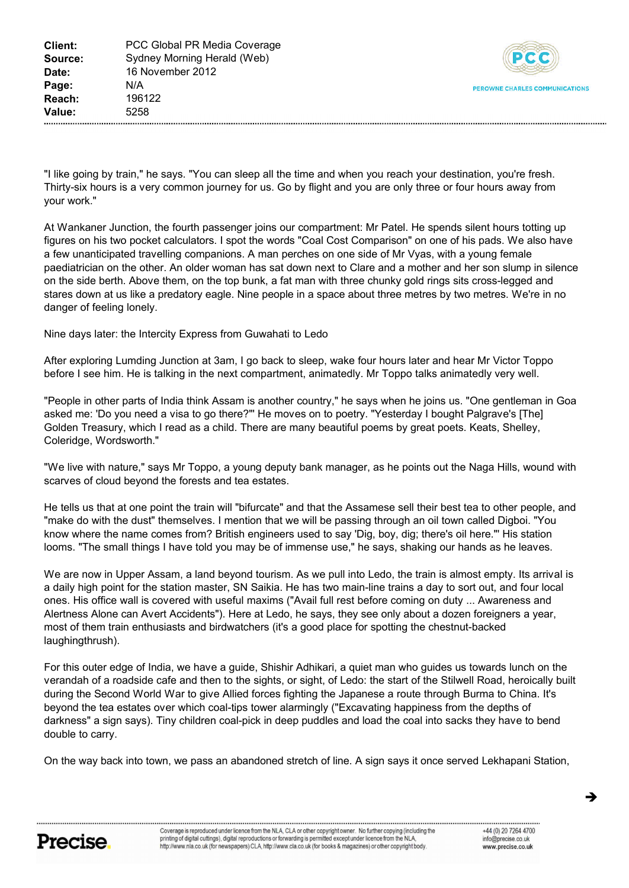"I like going by train," he says. "You can sleep all the time and when you reach your destination, you're fresh. Thirty-six hours is a very common journey for us. Go by flight and you are only three or four hours away from your work."

At Wankaner Junction, the fourth passenger joins our compartment: Mr Patel. He spends silent hours totting up figures on his two pocket calculators. I spot the words "Coal Cost Comparison" on one of his pads. We also have a few unanticipated travelling companions. A man perches on one side of Mr Vyas, with a young female paediatrician on the other. An older woman has sat down next to Clare and a mother and her son slump in silence on the side berth. Above them, on the top bunk, a fat man with three chunky gold rings sits cross-legged and stares down at us like a predatory eagle. Nine people in a space about three metres by two metres. We're in no danger of feeling lonely.

Nine days later: the Intercity Express from Guwahati to Ledo

After exploring Lumding Junction at 3am, I go back to sleep, wake four hours later and hear Mr Victor Toppo before I see him. He is talking in the next compartment, animatedly. Mr Toppo talks animatedly very well.

"People in other parts of India think Assam is another country," he says when he joins us. "One gentleman in Goa asked me: 'Do you need a visa to go there?'" He moves on to poetry. "Yesterday I bought Palgrave's [The] Golden Treasury, which I read as a child. There are many beautiful poems by great poets. Keats, Shelley, Coleridge, Wordsworth."

"We live with nature," says Mr Toppo, a young deputy bank manager, as he points out the Naga Hills, wound with scarves of cloud beyond the forests and tea estates.

He tells us that at one point the train will "bifurcate" and that the Assamese sell their best tea to other people, and "make do with the dust" themselves. I mention that we will be passing through an oil town called Digboi. "You know where the name comes from? British engineers used to say 'Dig, boy, dig; there's oil here.'" His station looms. "The small things I have told you may be of immense use," he says, shaking our hands as he leaves.

We are now in Upper Assam, a land beyond tourism. As we pull into Ledo, the train is almost empty. Its arrival is a daily high point for the station master, SN Saikia. He has two main-line trains a day to sort out, and four local ones. His office wall is covered with useful maxims ("Avail full rest before coming on duty ... Awareness and Alertness Alone can Avert Accidents"). Here at Ledo, he says, they see only about a dozen foreigners a year, most of them train enthusiasts and birdwatchers (it's a good place for spotting the chestnut-backed laughingthrush).

For this outer edge of India, we have a guide, Shishir Adhikari, a quiet man who guides us towards lunch on the verandah of a roadside cafe and then to the sights, or sight, of Ledo: the start of the Stilwell Road, heroically built during the Second World War to give Allied forces fighting the Japanese a route through Burma to China. It's beyond the tea estates over which coal-tips tower alarmingly ("Excavating happiness from the depths of darkness" a sign says). Tiny children coal-pick in deep puddles and load the coal into sacks they have to bend double to carry.

On the way back into town, we pass an abandoned stretch of line. A sign says it once served Lekhapani Station,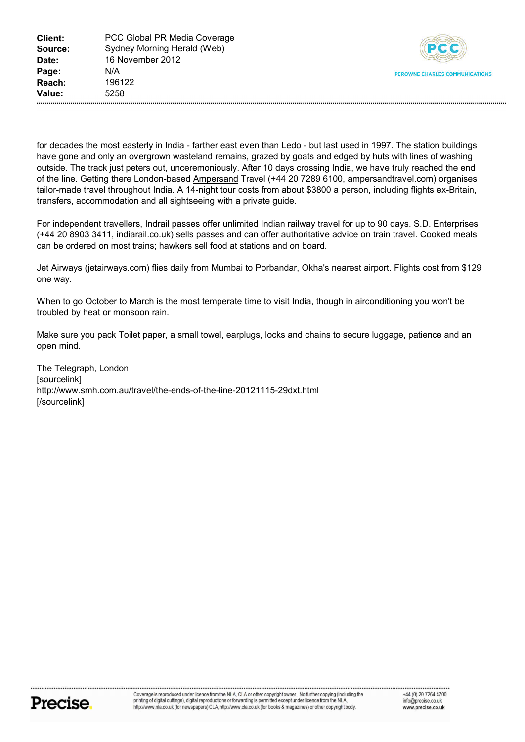for decades the most easterly in India - farther east even than Ledo - but last used in 1997. The station buildings have gone and only an overgrown wasteland remains, grazed by goats and edged by huts with lines of washing outside. The track just peters out, unceremoniously. After 10 days crossing India, we have truly reached the end of the line. Getting there London-based Ampersand Travel (+44 20 7289 6100, ampersandtravel.com) organises tailor-made travel throughout India. A 14-night tour costs from about $3800 a person, including flights ex-Britain, transfers, accommodation and all sightseeing with a private guide.

For independent travellers, Indrail passes offer unlimited Indian railway travel for up to 90 days. S.D. Enterprises (+44 20 8903 3411, indiarail.co.uk) sells passes and can offer authoritative advice on train travel. Cooked meals can be ordered on most trains; hawkers sell food at stations and on board.

Jet Airways (jetairways.com) flies daily from Mumbai to Porbandar, Okha's nearest airport. Flights cost from $129 one way.

When to go October to March is the most temperate time to visit India, though in airconditioning you won't be troubled by heat or monsoon rain.

Make sure you pack Toilet paper, a small towel, earplugs, locks and chains to secure luggage, patience and an open mind.

The Telegraph, London
[sourcelink]
http://www.smh.com.au/travel/the-ends-of-the-line-20121115-29dxt.html
[/sourcelink]